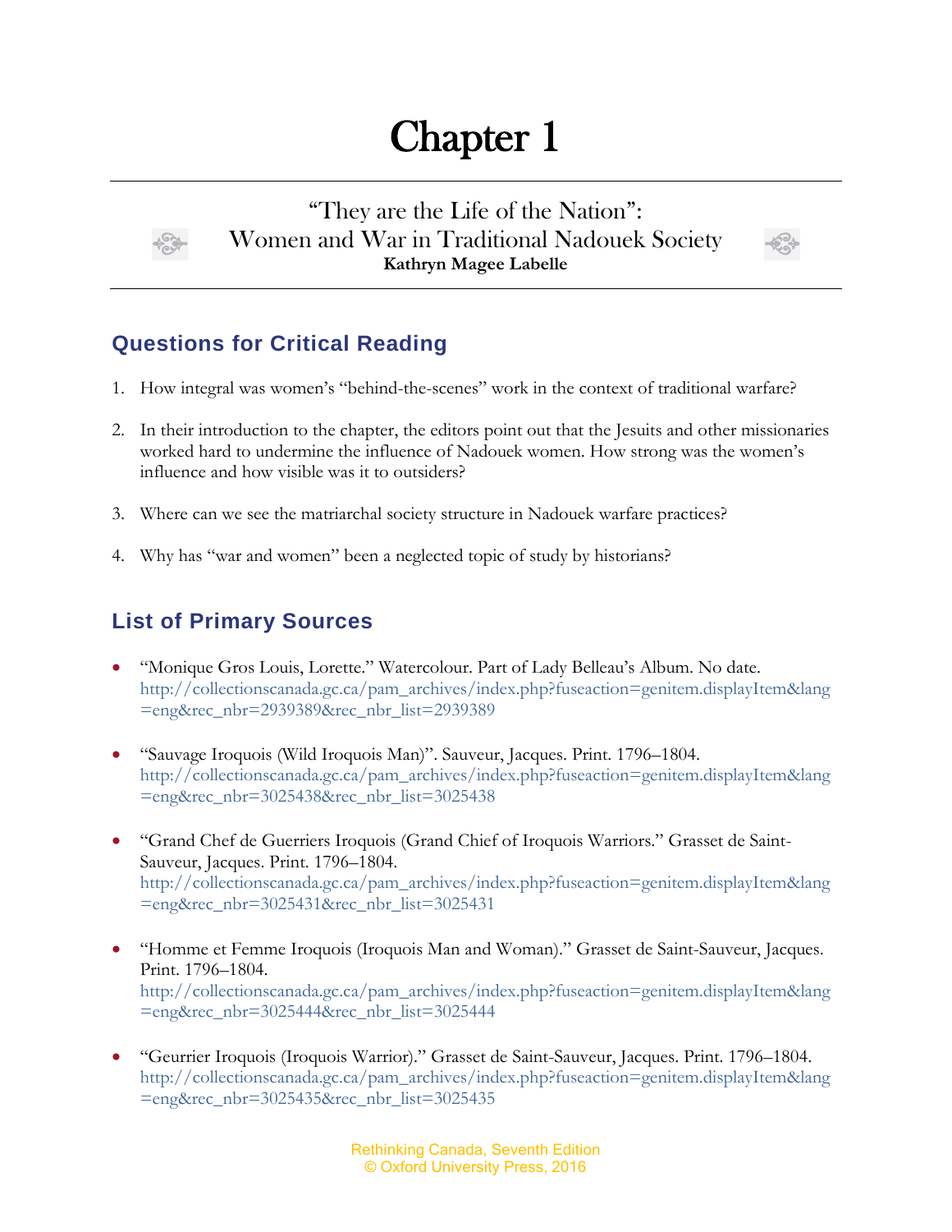# Chapter 1

## "They are the Life of the Nation": Women and War in Traditional Nadouek Society

**Kathryn Magee Labelle**

## Questions for Critical Reading

1. How integral was women's "behind-the-scenes" work in the context of traditional warfare?

2. In their introduction to the chapter, the editors point out that the Jesuits and other missionaries worked hard to undermine the influence of Nadouek women. How strong was the women's influence and how visible was it to outsiders?

3. Where can we see the matriarchal society structure in Nadouek warfare practices?

4. Why has "war and women" been a neglected topic of study by historians?

## List of Primary Sources

- "Monique Gros Louis, Lorette." Watercolour. Part of Lady Belleau's Album. No date. http://collectionscanada.gc.ca/pam_archives/index.php?fuseaction=genitem.displayItem&lang=eng&rec_nbr=2939389&rec_nbr_list=2939389

- "Sauvage Iroquois (Wild Iroquois Man)". Sauveur, Jacques. Print. 1796–1804. http://collectionscanada.gc.ca/pam_archives/index.php?fuseaction=genitem.displayItem&lang=eng&rec_nbr=3025438&rec_nbr_list=3025438

- "Grand Chef de Guerriers Iroquois (Grand Chief of Iroquois Warriors." Grasset de Saint-Sauveur, Jacques. Print. 1796–1804. http://collectionscanada.gc.ca/pam_archives/index.php?fuseaction=genitem.displayItem&lang=eng&rec_nbr=3025431&rec_nbr_list=3025431

- "Homme et Femme Iroquois (Iroquois Man and Woman)." Grasset de Saint-Sauveur, Jacques. Print. 1796–1804. http://collectionscanada.gc.ca/pam_archives/index.php?fuseaction=genitem.displayItem&lang=eng&rec_nbr=3025444&rec_nbr_list=3025444

- "Geurrier Iroquois (Iroquois Warrior)." Grasset de Saint-Sauveur, Jacques. Print. 1796–1804. http://collectionscanada.gc.ca/pam_archives/index.php?fuseaction=genitem.displayItem&lang=eng&rec_nbr=3025435&rec_nbr_list=3025435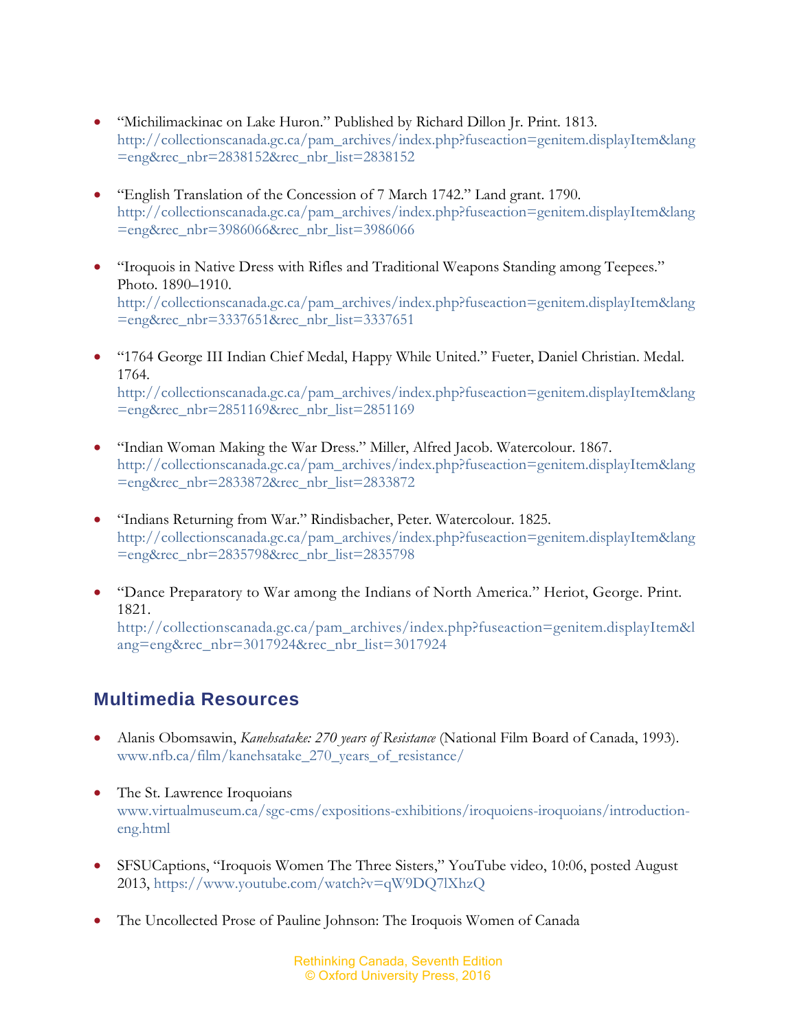- "Michilimackinac on Lake Huron." Published by Richard Dillon Jr. Print. 1813. http://collectionscanada.gc.ca/pam_archives/index.php?fuseaction=genitem.displayItem&lang=eng&rec_nbr=2838152&rec_nbr_list=2838152

- "English Translation of the Concession of 7 March 1742." Land grant. 1790. http://collectionscanada.gc.ca/pam_archives/index.php?fuseaction=genitem.displayItem&lang=eng&rec_nbr=3986066&rec_nbr_list=3986066

- "Iroquois in Native Dress with Rifles and Traditional Weapons Standing among Teepees." Photo. 1890–1910. http://collectionscanada.gc.ca/pam_archives/index.php?fuseaction=genitem.displayItem&lang=eng&rec_nbr=3337651&rec_nbr_list=3337651

- "1764 George III Indian Chief Medal, Happy While United." Fueter, Daniel Christian. Medal. 1764. http://collectionscanada.gc.ca/pam_archives/index.php?fuseaction=genitem.displayItem&lang=eng&rec_nbr=2851169&rec_nbr_list=2851169

- "Indian Woman Making the War Dress." Miller, Alfred Jacob. Watercolour. 1867. http://collectionscanada.gc.ca/pam_archives/index.php?fuseaction=genitem.displayItem&lang=eng&rec_nbr=2833872&rec_nbr_list=2833872

- "Indians Returning from War." Rindisbacher, Peter. Watercolour. 1825. http://collectionscanada.gc.ca/pam_archives/index.php?fuseaction=genitem.displayItem&lang=eng&rec_nbr=2835798&rec_nbr_list=2835798

- "Dance Preparatory to War among the Indians of North America." Heriot, George. Print. 1821. http://collectionscanada.gc.ca/pam_archives/index.php?fuseaction=genitem.displayItem&lang=eng&rec_nbr=3017924&rec_nbr_list=3017924

## Multimedia Resources

- Alanis Obomsawin, *Kanehsatake: 270 years of Resistance* (National Film Board of Canada, 1993). www.nfb.ca/film/kanehsatake_270_years_of_resistance/

- The St. Lawrence Iroquoians www.virtualmuseum.ca/sgc-cms/expositions-exhibitions/iroquoiens-iroquoians/introduction-eng.html

- SFSUCaptions, "Iroquois Women The Three Sisters," YouTube video, 10:06, posted August 2013, https://www.youtube.com/watch?v=qW9DQ7lXhzQ

- The Uncollected Prose of Pauline Johnson: The Iroquois Women of Canada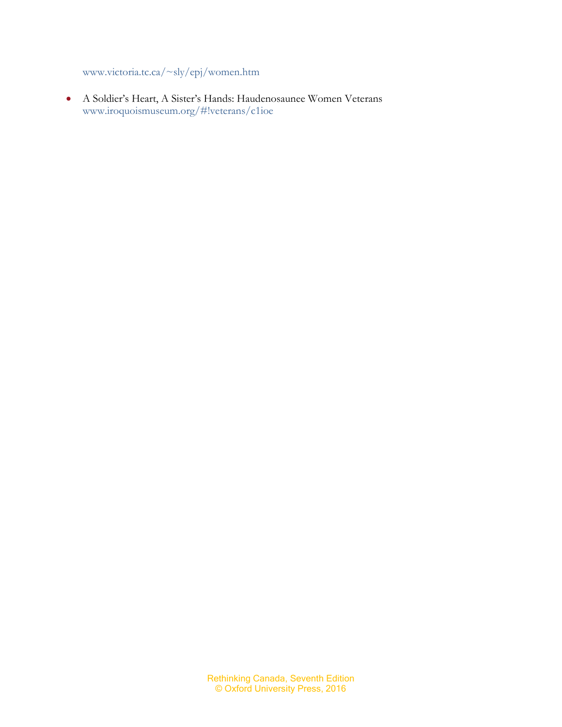www.victoria.tc.ca/~sly/epj/women.htm

- A Soldier's Heart, A Sister's Hands: Haudenosaunee Women Veterans
  www.iroquoismuseum.org/#!veterans/c1ioe